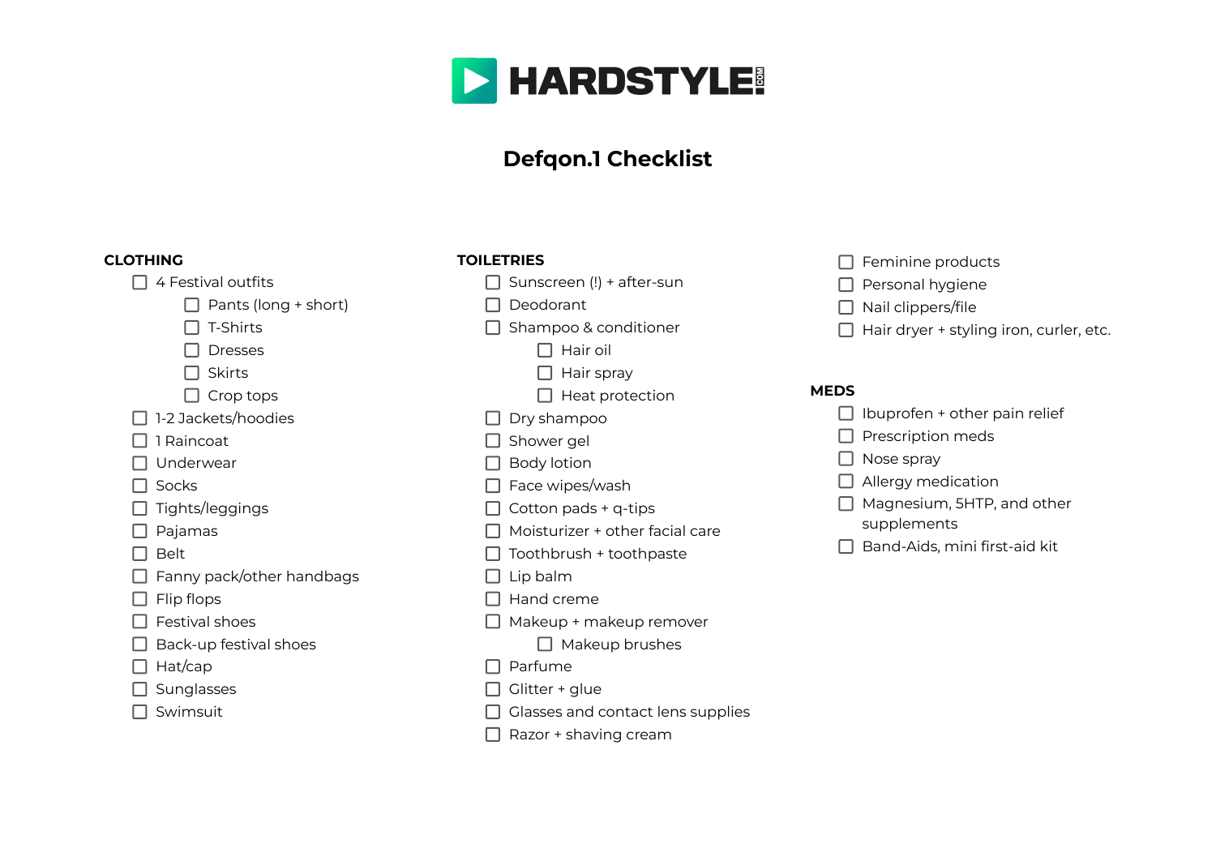HARDSTYLE.COM

# Defqon.1 Checklist

## CLOTHING

- [ ] 4 Festival outfits
    - [ ] Pants (long + short)
    - [ ] T-Shirts
    - [ ] Dresses
    - [ ] Skirts
    - [ ] Crop tops
- [ ] 1-2 Jackets/hoodies
- [ ] 1 Raincoat
- [ ] Underwear
- [ ] Socks
- [ ] Tights/leggings
- [ ] Pajamas
- [ ] Belt
- [ ] Fanny pack/other handbags
- [ ] Flip flops
- [ ] Festival shoes
- [ ] Back-up festival shoes
- [ ] Hat/cap
- [ ] Sunglasses
- [ ] Swimsuit

## TOILETRIES

- [ ] Sunscreen (!) + after-sun
- [ ] Deodorant
- [ ] Shampoo & conditioner
    - [ ] Hair oil
    - [ ] Hair spray
    - [ ] Heat protection
- [ ] Dry shampoo
- [ ] Shower gel
- [ ] Body lotion
- [ ] Face wipes/wash
- [ ] Cotton pads + q-tips
- [ ] Moisturizer + other facial care
- [ ] Toothbrush + toothpaste
- [ ] Lip balm
- [ ] Hand creme
- [ ] Makeup + makeup remover
    - [ ] Makeup brushes
- [ ] Parfume
- [ ] Glitter + glue
- [ ] Glasses and contact lens supplies
- [ ] Razor + shaving cream
- [ ] Feminine products
- [ ] Personal hygiene
- [ ] Nail clippers/file
- [ ] Hair dryer + styling iron, curler, etc.

## MEDS

- [ ] Ibuprofen + other pain relief
- [ ] Prescription meds
- [ ] Nose spray
- [ ] Allergy medication
- [ ] Magnesium, 5HTP, and other supplements
- [ ] Band-Aids, mini first-aid kit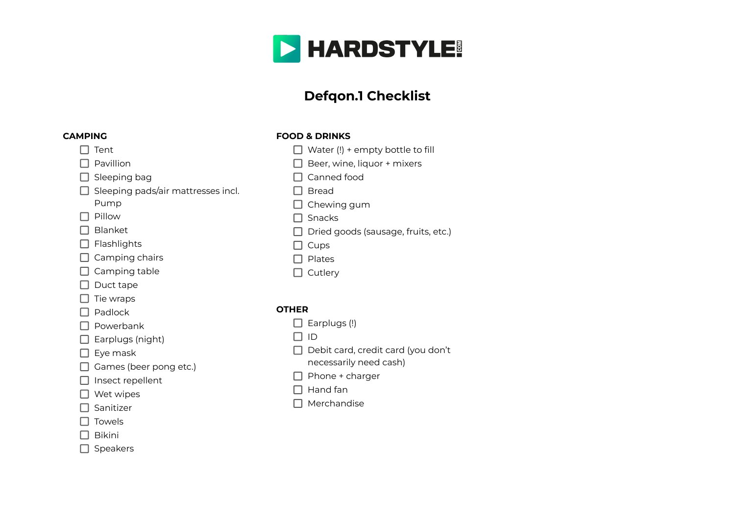# HARDSTYLE.COM

## Defqon.1 Checklist

### CAMPING

- [ ] Tent
- [ ] Pavillion
- [ ] Sleeping bag
- [ ] Sleeping pads/air mattresses incl. Pump
- [ ] Pillow
- [ ] Blanket
- [ ] Flashlights
- [ ] Camping chairs
- [ ] Camping table
- [ ] Duct tape
- [ ] Tie wraps
- [ ] Padlock
- [ ] Powerbank
- [ ] Earplugs (night)
- [ ] Eye mask
- [ ] Games (beer pong etc.)
- [ ] Insect repellent
- [ ] Wet wipes
- [ ] Sanitizer
- [ ] Towels
- [ ] Bikini
- [ ] Speakers

### FOOD & DRINKS

- [ ] Water (!) + empty bottle to fill
- [ ] Beer, wine, liquor + mixers
- [ ] Canned food
- [ ] Bread
- [ ] Chewing gum
- [ ] Snacks
- [ ] Dried goods (sausage, fruits, etc.)
- [ ] Cups
- [ ] Plates
- [ ] Cutlery

### OTHER

- [ ] Earplugs (!)
- [ ] ID
- [ ] Debit card, credit card (you don't necessarily need cash)
- [ ] Phone + charger
- [ ] Hand fan
- [ ] Merchandise